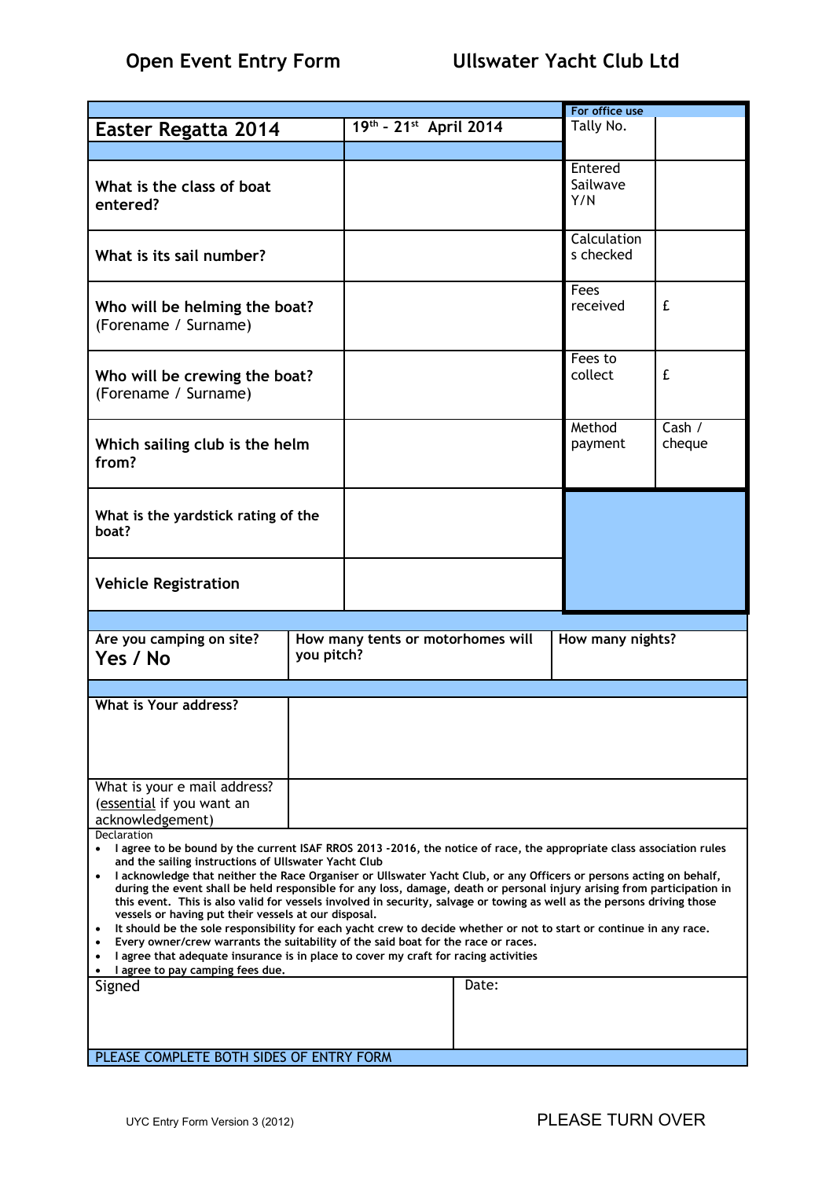# Open Event Entry Form — Ullswater Yacht Club Ltd

| Easter Regatta 2014 | 19th - 21st April 2014 | For office use | |
|---|---|---|---|
| | | Tally No. | |
| What is the class of boat entered? | | Entered Sailwave Y/N | |
| What is its sail number? | | Calculations checked | |
| Who will be helming the boat? (Forename / Surname) | | Fees received | £ |
| Who will be crewing the boat? (Forename / Surname) | | Fees to collect | £ |
| Which sailing club is the helm from? | | Method payment | Cash / cheque |
| What is the yardstick rating of the boat? | | | |
| Vehicle Registration | | | |

| Are you camping on site? **Yes / No** | How many tents or motorhomes will you pitch? | How many nights? |
|---|---|---|

| What is Your address? | |
|---|---|
| What is your e mail address? (essential if you want an acknowledgement) | |

Declaration

- I agree to be bound by the current ISAF RROS 2013 -2016, the notice of race, the appropriate class association rules and the sailing instructions of Ullswater Yacht Club
- I acknowledge that neither the Race Organiser or Ullswater Yacht Club, or any Officers or persons acting on behalf, during the event shall be held responsible for any loss, damage, death or personal injury arising from participation in this event. This is also valid for vessels involved in security, salvage or towing as well as the persons driving those vessels or having put their vessels at our disposal.
- It should be the sole responsibility for each yacht crew to decide whether or not to start or continue in any race.
- Every owner/crew warrants the suitability of the said boat for the race or races.
- I agree that adequate insurance is in place to cover my craft for racing activities
- I agree to pay camping fees due.

| Signed | Date: |
|---|---|

PLEASE COMPLETE BOTH SIDES OF ENTRY FORM

UYC Entry Form Version 3 (2012)

PLEASE TURN OVER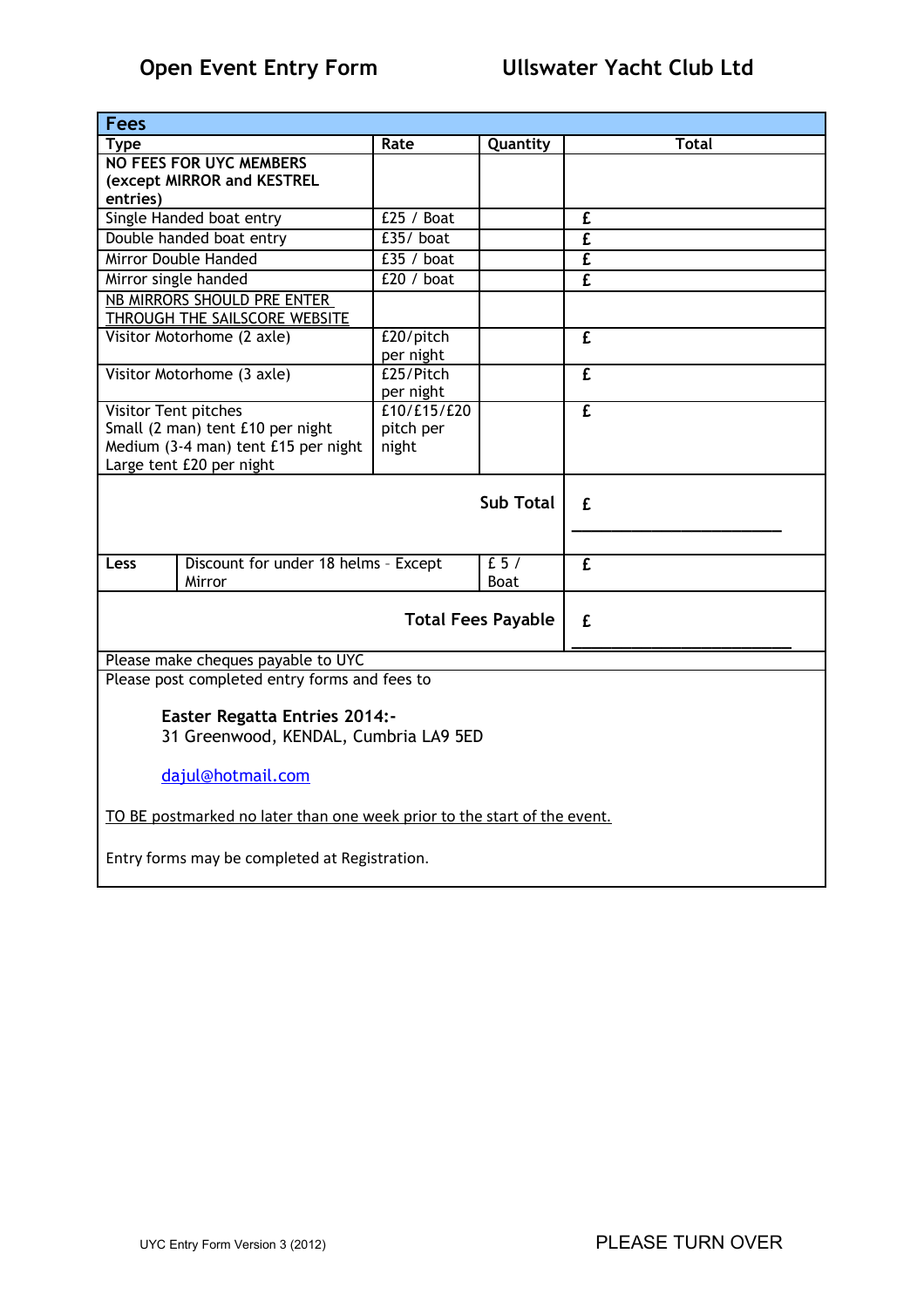# Open Event Entry Form — Ullswater Yacht Club Ltd

| Fees | | | |
|---|---|---|---|
| **Type** | **Rate** | **Quantity** | **Total** |
| **NO FEES FOR UYC MEMBERS (except MIRROR and KESTREL entries)** | | | |
| Single Handed boat entry | £25 / Boat | | £ |
| Double handed boat entry | £35/ boat | | £ |
| Mirror Double Handed | £35 / boat | | £ |
| Mirror single handed | £20 / boat | | £ |
| NB MIRRORS SHOULD PRE ENTER THROUGH THE SAILSCORE WEBSITE | | | |
| Visitor Motorhome (2 axle) | £20/pitch per night | | £ |
| Visitor Motorhome (3 axle) | £25/Pitch per night | | £ |
| Visitor Tent pitches<br>Small (2 man) tent £10 per night<br>Medium (3-4 man) tent £15 per night<br>Large tent £20 per night | £10/£15/£20 pitch per night | | £ |
| | | **Sub Total** | £ ____________________ |
| **Less** — Discount for under 18 helms - Except Mirror | | £ 5 / Boat | £ |
| | | **Total Fees Payable** | £ ____________________ |

Please make cheques payable to UYC

Please post completed entry forms and fees to

**Easter Regatta Entries 2014:-**
31 Greenwood, KENDAL, Cumbria LA9 5ED

dajul@hotmail.com

TO BE postmarked no later than one week prior to the start of the event.

Entry forms may be completed at Registration.

UYC Entry Form Version 3 (2012)

PLEASE TURN OVER